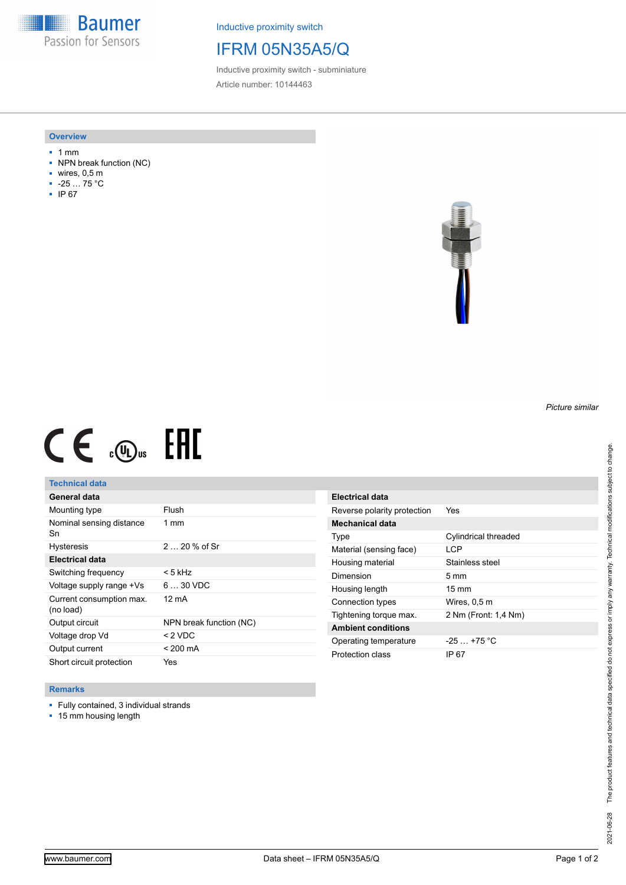Baumer
Passion for Sensors

Inductive proximity switch

# IFRM 05N35A5/Q

Inductive proximity switch - subminiature

Article number: 10144463

## Overview

- 1 mm
- NPN break function (NC)
- wires, 0,5 m
- -25 … 75 °C
- IP 67

*Picture similar*

## Technical data

| General data | |
|---|---|
| Mounting type | Flush |
| Nominal sensing distance Sn | 1 mm |
| Hysteresis | 2 … 20 % of Sr |
| **Electrical data** | |
| Switching frequency | < 5 kHz |
| Voltage supply range +Vs | 6 … 30 VDC |
| Current consumption max. (no load) | 12 mA |
| Output circuit | NPN break function (NC) |
| Voltage drop Vd | < 2 VDC |
| Output current | < 200 mA |
| Short circuit protection | Yes |

| Electrical data | |
|---|---|
| Reverse polarity protection | Yes |
| **Mechanical data** | |
| Type | Cylindrical threaded |
| Material (sensing face) | LCP |
| Housing material | Stainless steel |
| Dimension | 5 mm |
| Housing length | 15 mm |
| Connection types | Wires, 0,5 m |
| Tightening torque max. | 2 Nm (Front: 1,4 Nm) |
| **Ambient conditions** | |
| Operating temperature | -25 … +75 °C |
| Protection class | IP 67 |

## Remarks

- Fully contained, 3 individual strands
- 15 mm housing length

2021-06-28 The product features and technical data specified do not express or imply any warranty. Technical modifications subject to change.

www.baumer.com Data sheet – IFRM 05N35A5/Q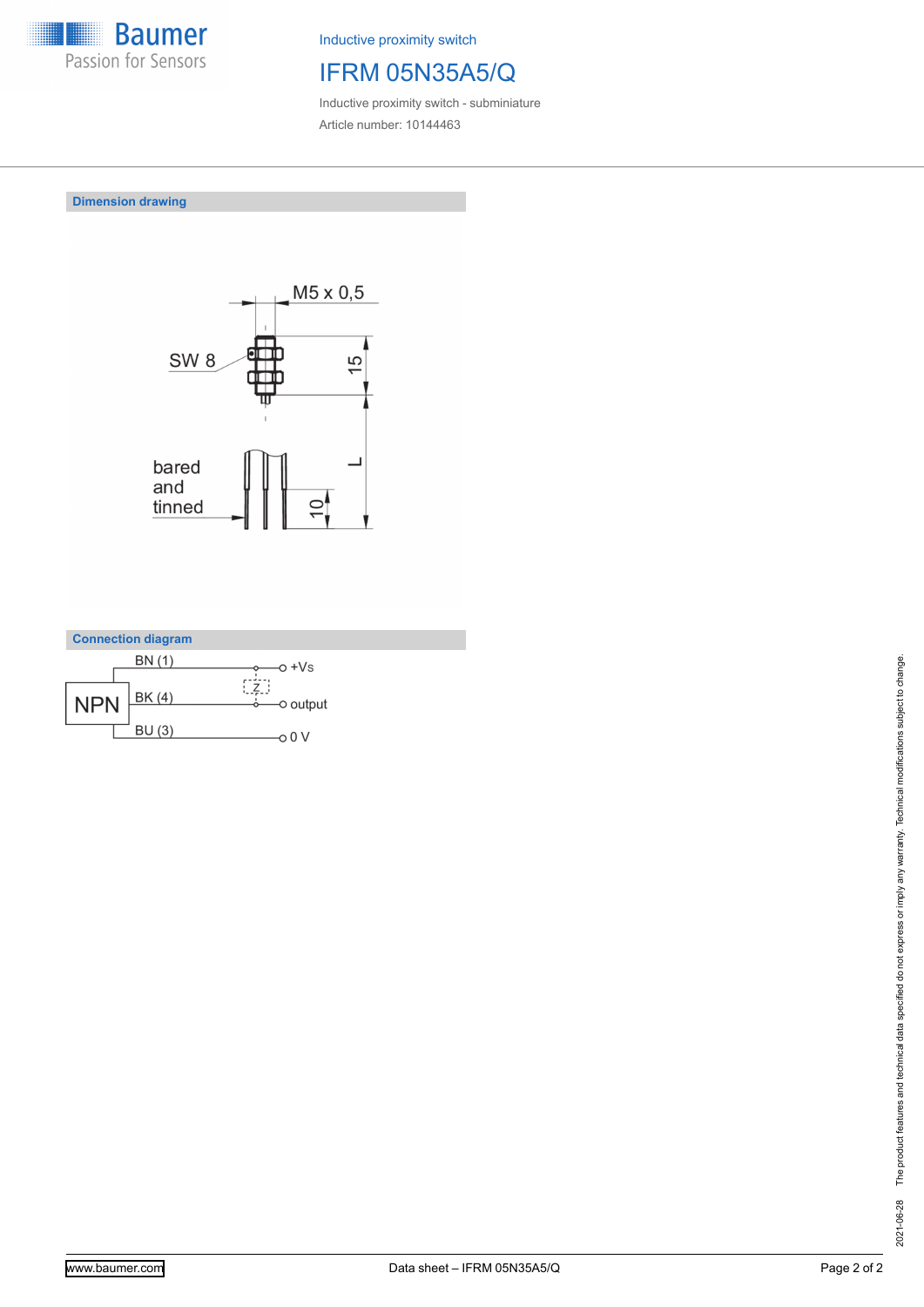Inductive proximity switch

# IFRM 05N35A5/Q

Inductive proximity switch - subminiature

Article number: 10144463

## Dimension drawing

M5 x 0,5

SW 8

15

L

bared
and
tinned

10

## Connection diagram

NPN

BN (1)

BK (4)

BU (3)

+Vs

Z

output

0 V

The product features and technical data specified do not express or imply any warranty. Technical modifications subject to change.

2021-06-28

www.baumer.com

Data sheet – IFRM 05N35A5/Q